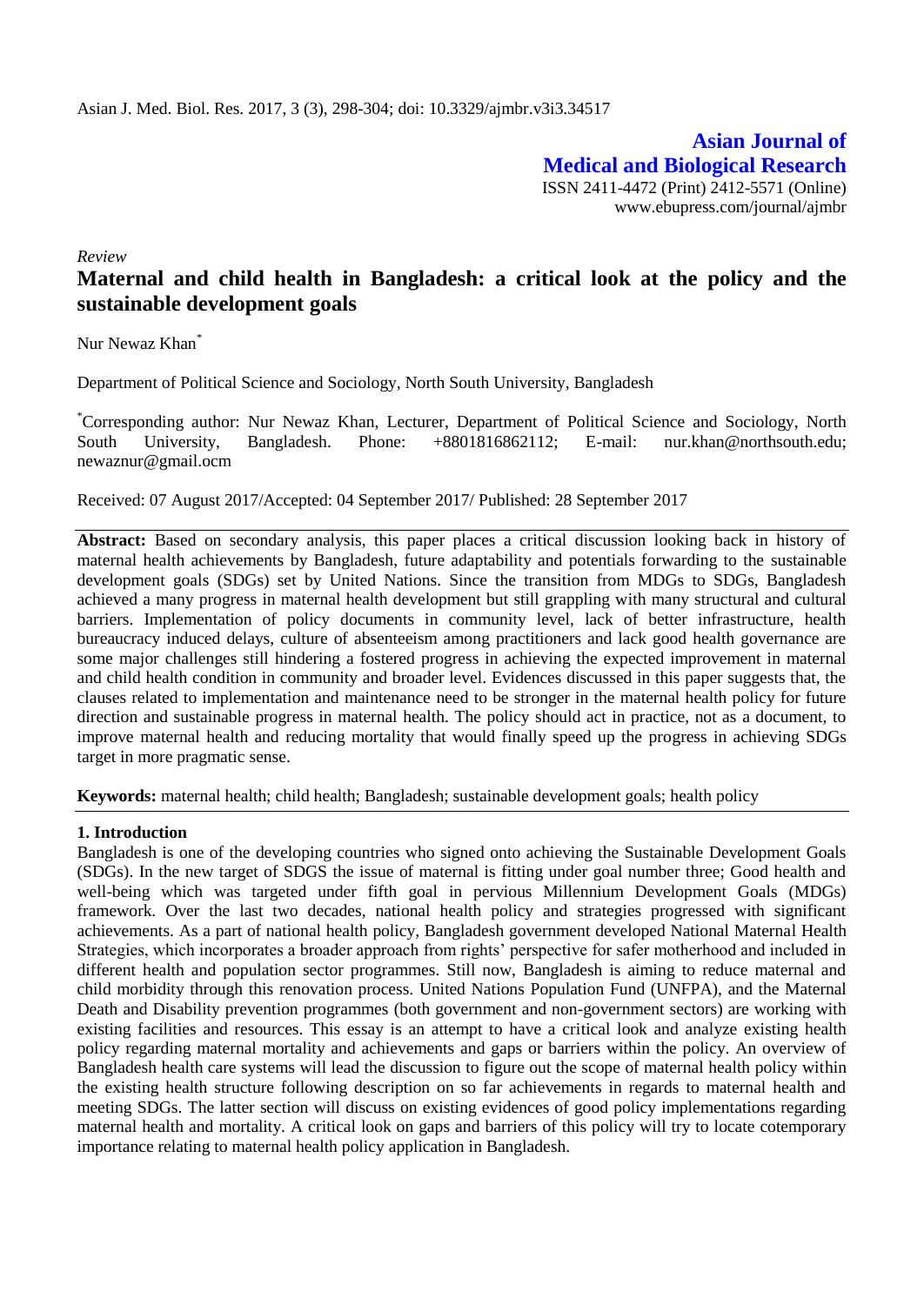Asian J. Med. Biol. Res. 2017, 3 (3), 298-304; doi: 10.3329/ajmbr.v3i3.34517

**Asian Journal of Medical and Biological Research**
ISSN 2411-4472 (Print) 2412-5571 (Online)
www.ebupress.com/journal/ajmbr

*Review*

# Maternal and child health in Bangladesh: a critical look at the policy and the sustainable development goals

Nur Newaz Khan*

Department of Political Science and Sociology, North South University, Bangladesh

*Corresponding author: Nur Newaz Khan, Lecturer, Department of Political Science and Sociology, North South University, Bangladesh. Phone: +8801816862112; E-mail: nur.khan@northsouth.edu; newaznur@gmail.ocm

Received: 07 August 2017/Accepted: 04 September 2017/ Published: 28 September 2017

**Abstract:** Based on secondary analysis, this paper places a critical discussion looking back in history of maternal health achievements by Bangladesh, future adaptability and potentials forwarding to the sustainable development goals (SDGs) set by United Nations. Since the transition from MDGs to SDGs, Bangladesh achieved a many progress in maternal health development but still grappling with many structural and cultural barriers. Implementation of policy documents in community level, lack of better infrastructure, health bureaucracy induced delays, culture of absenteeism among practitioners and lack good health governance are some major challenges still hindering a fostered progress in achieving the expected improvement in maternal and child health condition in community and broader level. Evidences discussed in this paper suggests that, the clauses related to implementation and maintenance need to be stronger in the maternal health policy for future direction and sustainable progress in maternal health. The policy should act in practice, not as a document, to improve maternal health and reducing mortality that would finally speed up the progress in achieving SDGs target in more pragmatic sense.

**Keywords:** maternal health; child health; Bangladesh; sustainable development goals; health policy

## 1. Introduction

Bangladesh is one of the developing countries who signed onto achieving the Sustainable Development Goals (SDGs). In the new target of SDGS the issue of maternal is fitting under goal number three; Good health and well-being which was targeted under fifth goal in pervious Millennium Development Goals (MDGs) framework. Over the last two decades, national health policy and strategies progressed with significant achievements. As a part of national health policy, Bangladesh government developed National Maternal Health Strategies, which incorporates a broader approach from rights' perspective for safer motherhood and included in different health and population sector programmes. Still now, Bangladesh is aiming to reduce maternal and child morbidity through this renovation process. United Nations Population Fund (UNFPA), and the Maternal Death and Disability prevention programmes (both government and non-government sectors) are working with existing facilities and resources. This essay is an attempt to have a critical look and analyze existing health policy regarding maternal mortality and achievements and gaps or barriers within the policy. An overview of Bangladesh health care systems will lead the discussion to figure out the scope of maternal health policy within the existing health structure following description on so far achievements in regards to maternal health and meeting SDGs. The latter section will discuss on existing evidences of good policy implementations regarding maternal health and mortality. A critical look on gaps and barriers of this policy will try to locate cotemporary importance relating to maternal health policy application in Bangladesh.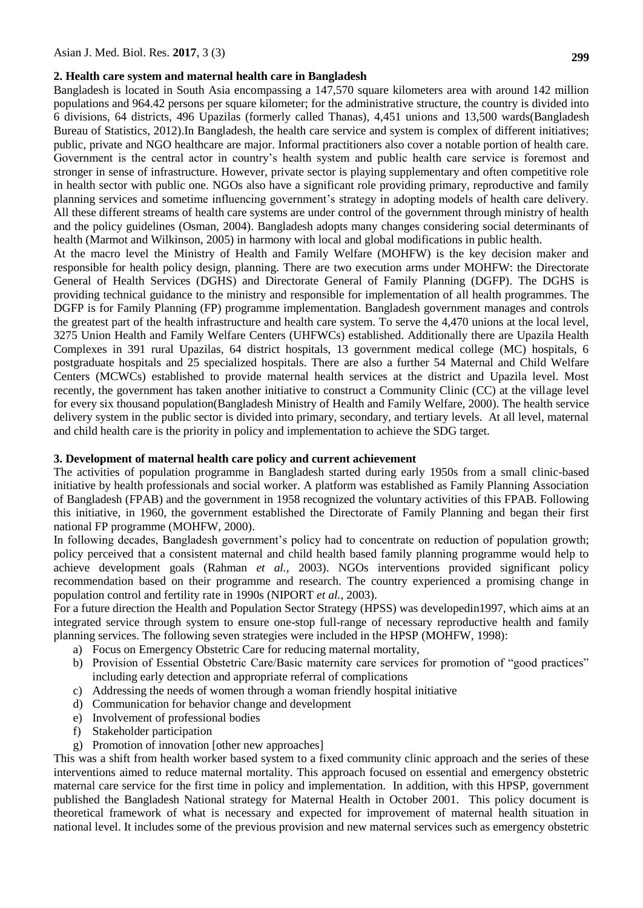## 2. Health care system and maternal health care in Bangladesh

Bangladesh is located in South Asia encompassing a 147,570 square kilometers area with around 142 million populations and 964.42 persons per square kilometer; for the administrative structure, the country is divided into 6 divisions, 64 districts, 496 Upazilas (formerly called Thanas), 4,451 unions and 13,500 wards(Bangladesh Bureau of Statistics, 2012).In Bangladesh, the health care service and system is complex of different initiatives; public, private and NGO healthcare are major. Informal practitioners also cover a notable portion of health care. Government is the central actor in country's health system and public health care service is foremost and stronger in sense of infrastructure. However, private sector is playing supplementary and often competitive role in health sector with public one. NGOs also have a significant role providing primary, reproductive and family planning services and sometime influencing government's strategy in adopting models of health care delivery. All these different streams of health care systems are under control of the government through ministry of health and the policy guidelines (Osman, 2004). Bangladesh adopts many changes considering social determinants of health (Marmot and Wilkinson, 2005) in harmony with local and global modifications in public health.

At the macro level the Ministry of Health and Family Welfare (MOHFW) is the key decision maker and responsible for health policy design, planning. There are two execution arms under MOHFW: the Directorate General of Health Services (DGHS) and Directorate General of Family Planning (DGFP). The DGHS is providing technical guidance to the ministry and responsible for implementation of all health programmes. The DGFP is for Family Planning (FP) programme implementation. Bangladesh government manages and controls the greatest part of the health infrastructure and health care system. To serve the 4,470 unions at the local level, 3275 Union Health and Family Welfare Centers (UHFWCs) established. Additionally there are Upazila Health Complexes in 391 rural Upazilas, 64 district hospitals, 13 government medical college (MC) hospitals, 6 postgraduate hospitals and 25 specialized hospitals. There are also a further 54 Maternal and Child Welfare Centers (MCWCs) established to provide maternal health services at the district and Upazila level. Most recently, the government has taken another initiative to construct a Community Clinic (CC) at the village level for every six thousand population(Bangladesh Ministry of Health and Family Welfare, 2000). The health service delivery system in the public sector is divided into primary, secondary, and tertiary levels. At all level, maternal and child health care is the priority in policy and implementation to achieve the SDG target.

## 3. Development of maternal health care policy and current achievement

The activities of population programme in Bangladesh started during early 1950s from a small clinic-based initiative by health professionals and social worker. A platform was established as Family Planning Association of Bangladesh (FPAB) and the government in 1958 recognized the voluntary activities of this FPAB. Following this initiative, in 1960, the government established the Directorate of Family Planning and began their first national FP programme (MOHFW, 2000).

In following decades, Bangladesh government's policy had to concentrate on reduction of population growth; policy perceived that a consistent maternal and child health based family planning programme would help to achieve development goals (Rahman *et al.,* 2003). NGOs interventions provided significant policy recommendation based on their programme and research. The country experienced a promising change in population control and fertility rate in 1990s (NIPORT *et al.,* 2003).

For a future direction the Health and Population Sector Strategy (HPSS) was developedin1997, which aims at an integrated service through system to ensure one-stop full-range of necessary reproductive health and family planning services. The following seven strategies were included in the HPSP (MOHFW, 1998):

a) Focus on Emergency Obstetric Care for reducing maternal mortality,
b) Provision of Essential Obstetric Care/Basic maternity care services for promotion of "good practices" including early detection and appropriate referral of complications
c) Addressing the needs of women through a woman friendly hospital initiative
d) Communication for behavior change and development
e) Involvement of professional bodies
f) Stakeholder participation
g) Promotion of innovation [other new approaches]

This was a shift from health worker based system to a fixed community clinic approach and the series of these interventions aimed to reduce maternal mortality. This approach focused on essential and emergency obstetric maternal care service for the first time in policy and implementation. In addition, with this HPSP, government published the Bangladesh National strategy for Maternal Health in October 2001. This policy document is theoretical framework of what is necessary and expected for improvement of maternal health situation in national level. It includes some of the previous provision and new maternal services such as emergency obstetric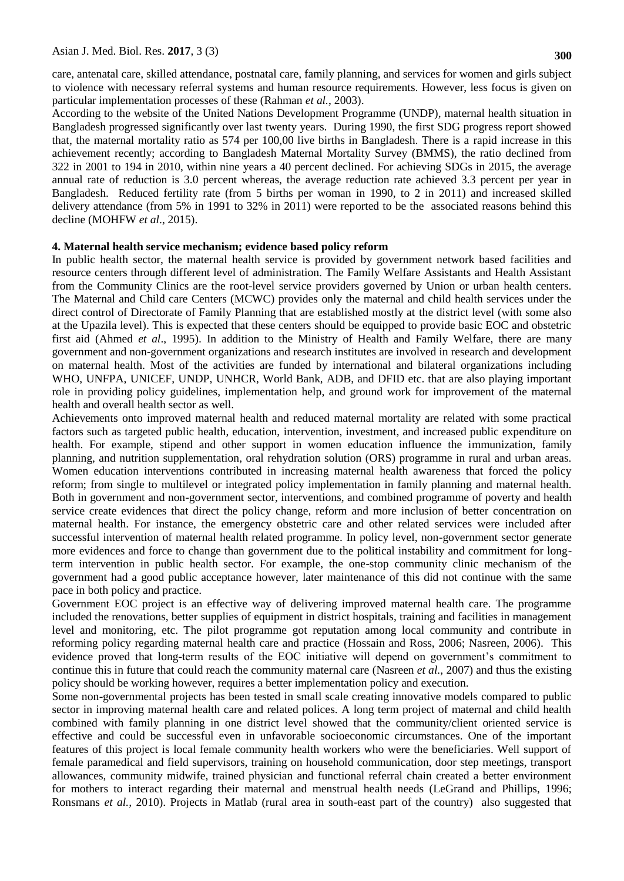care, antenatal care, skilled attendance, postnatal care, family planning, and services for women and girls subject to violence with necessary referral systems and human resource requirements. However, less focus is given on particular implementation processes of these (Rahman *et al.*, 2003).

According to the website of the United Nations Development Programme (UNDP), maternal health situation in Bangladesh progressed significantly over last twenty years. During 1990, the first SDG progress report showed that, the maternal mortality ratio as 574 per 100,00 live births in Bangladesh. There is a rapid increase in this achievement recently; according to Bangladesh Maternal Mortality Survey (BMMS), the ratio declined from 322 in 2001 to 194 in 2010, within nine years a 40 percent declined. For achieving SDGs in 2015, the average annual rate of reduction is 3.0 percent whereas, the average reduction rate achieved 3.3 percent per year in Bangladesh. Reduced fertility rate (from 5 births per woman in 1990, to 2 in 2011) and increased skilled delivery attendance (from 5% in 1991 to 32% in 2011) were reported to be the associated reasons behind this decline (MOHFW *et al*., 2015).

## 4. Maternal health service mechanism; evidence based policy reform

In public health sector, the maternal health service is provided by government network based facilities and resource centers through different level of administration. The Family Welfare Assistants and Health Assistant from the Community Clinics are the root-level service providers governed by Union or urban health centers. The Maternal and Child care Centers (MCWC) provides only the maternal and child health services under the direct control of Directorate of Family Planning that are established mostly at the district level (with some also at the Upazila level). This is expected that these centers should be equipped to provide basic EOC and obstetric first aid (Ahmed *et al*., 1995). In addition to the Ministry of Health and Family Welfare, there are many government and non-government organizations and research institutes are involved in research and development on maternal health. Most of the activities are funded by international and bilateral organizations including WHO, UNFPA, UNICEF, UNDP, UNHCR, World Bank, ADB, and DFID etc. that are also playing important role in providing policy guidelines, implementation help, and ground work for improvement of the maternal health and overall health sector as well.

Achievements onto improved maternal health and reduced maternal mortality are related with some practical factors such as targeted public health, education, intervention, investment, and increased public expenditure on health. For example, stipend and other support in women education influence the immunization, family planning, and nutrition supplementation, oral rehydration solution (ORS) programme in rural and urban areas. Women education interventions contributed in increasing maternal health awareness that forced the policy reform; from single to multilevel or integrated policy implementation in family planning and maternal health. Both in government and non-government sector, interventions, and combined programme of poverty and health service create evidences that direct the policy change, reform and more inclusion of better concentration on maternal health. For instance, the emergency obstetric care and other related services were included after successful intervention of maternal health related programme. In policy level, non-government sector generate more evidences and force to change than government due to the political instability and commitment for long-term intervention in public health sector. For example, the one-stop community clinic mechanism of the government had a good public acceptance however, later maintenance of this did not continue with the same pace in both policy and practice.

Government EOC project is an effective way of delivering improved maternal health care. The programme included the renovations, better supplies of equipment in district hospitals, training and facilities in management level and monitoring, etc. The pilot programme got reputation among local community and contribute in reforming policy regarding maternal health care and practice (Hossain and Ross, 2006; Nasreen, 2006). This evidence proved that long-term results of the EOC initiative will depend on government's commitment to continue this in future that could reach the community maternal care (Nasreen *et al.,* 2007) and thus the existing policy should be working however, requires a better implementation policy and execution.

Some non-governmental projects has been tested in small scale creating innovative models compared to public sector in improving maternal health care and related polices. A long term project of maternal and child health combined with family planning in one district level showed that the community/client oriented service is effective and could be successful even in unfavorable socioeconomic circumstances. One of the important features of this project is local female community health workers who were the beneficiaries. Well support of female paramedical and field supervisors, training on household communication, door step meetings, transport allowances, community midwife, trained physician and functional referral chain created a better environment for mothers to interact regarding their maternal and menstrual health needs (LeGrand and Phillips, 1996; Ronsmans *et al.,* 2010). Projects in Matlab (rural area in south-east part of the country) also suggested that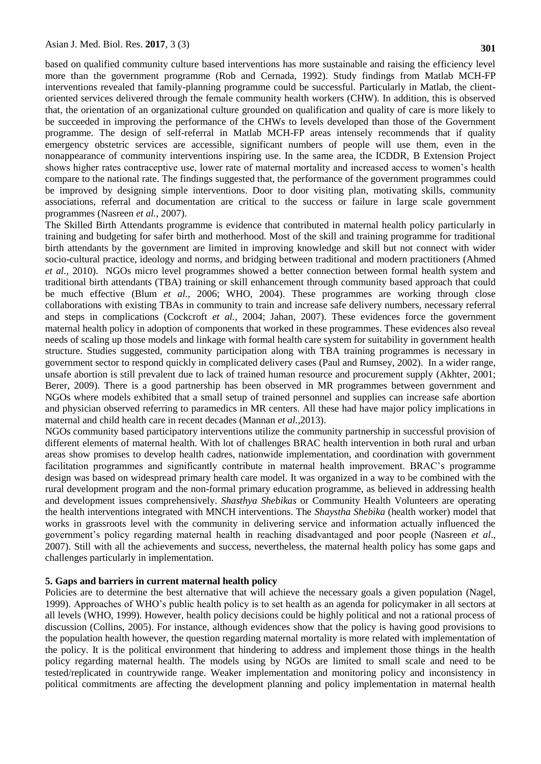based on qualified community culture based interventions has more sustainable and raising the efficiency level more than the government programme (Rob and Cernada, 1992). Study findings from Matlab MCH-FP interventions revealed that family-planning programme could be successful. Particularly in Matlab, the client-oriented services delivered through the female community health workers (CHW). In addition, this is observed that, the orientation of an organizational culture grounded on qualification and quality of care is more likely to be succeeded in improving the performance of the CHWs to levels developed than those of the Government programme. The design of self-referral in Matlab MCH-FP areas intensely recommends that if quality emergency obstetric services are accessible, significant numbers of people will use them, even in the nonappearance of community interventions inspiring use. In the same area, the ICDDR, B Extension Project shows higher rates contraceptive use, lower rate of maternal mortality and increased access to women's health compare to the national rate. The findings suggested that, the performance of the government programmes could be improved by designing simple interventions. Door to door visiting plan, motivating skills, community associations, referral and documentation are critical to the success or failure in large scale government programmes (Nasreen *et al.,* 2007).

The Skilled Birth Attendants programme is evidence that contributed in maternal health policy particularly in training and budgeting for safer birth and motherhood. Most of the skill and training programme for traditional birth attendants by the government are limited in improving knowledge and skill but not connect with wider socio-cultural practice, ideology and norms, and bridging between traditional and modern practitioners (Ahmed *et al.,* 2010). NGOs micro level programmes showed a better connection between formal health system and traditional birth attendants (TBA) training or skill enhancement through community based approach that could be much effective (Blum *et al.,* 2006; WHO, 2004). These programmes are working through close collaborations with existing TBAs in community to train and increase safe delivery numbers, necessary referral and steps in complications (Cockcroft *et al.,* 2004; Jahan, 2007). These evidences force the government maternal health policy in adoption of components that worked in these programmes. These evidences also reveal needs of scaling up those models and linkage with formal health care system for suitability in government health structure. Studies suggested, community participation along with TBA training programmes is necessary in government sector to respond quickly in complicated delivery cases (Paul and Rumsey, 2002). In a wider range, unsafe abortion is still prevalent due to lack of trained human resource and procurement supply (Akhter, 2001; Berer, 2009). There is a good partnership has been observed in MR programmes between government and NGOs where models exhibited that a small setup of trained personnel and supplies can increase safe abortion and physician observed referring to paramedics in MR centers. All these had have major policy implications in maternal and child health care in recent decades (Mannan *et al.,*2013).

NGOs community based participatory interventions utilize the community partnership in successful provision of different elements of maternal health. With lot of challenges BRAC health intervention in both rural and urban areas show promises to develop health cadres, nationwide implementation, and coordination with government facilitation programmes and significantly contribute in maternal health improvement. BRAC's programme design was based on widespread primary health care model. It was organized in a way to be combined with the rural development program and the non-formal primary education programme, as believed in addressing health and development issues comprehensively. *Shasthya Shebikas* or Community Health Volunteers are operating the health interventions integrated with MNCH interventions. The *Shaystha Shebika* (health worker) model that works in grassroots level with the community in delivering service and information actually influenced the government's policy regarding maternal health in reaching disadvantaged and poor people (Nasreen *et al*., 2007). Still with all the achievements and success, nevertheless, the maternal health policy has some gaps and challenges particularly in implementation.

## 5. Gaps and barriers in current maternal health policy

Policies are to determine the best alternative that will achieve the necessary goals a given population (Nagel, 1999). Approaches of WHO's public health policy is to set health as an agenda for policymaker in all sectors at all levels (WHO, 1999). However, health policy decisions could be highly political and not a rational process of discussion (Collins, 2005). For instance, although evidences show that the policy is having good provisions to the population health however, the question regarding maternal mortality is more related with implementation of the policy. It is the political environment that hindering to address and implement those things in the health policy regarding maternal health. The models using by NGOs are limited to small scale and need to be tested/replicated in countrywide range. Weaker implementation and monitoring policy and inconsistency in political commitments are affecting the development planning and policy implementation in maternal health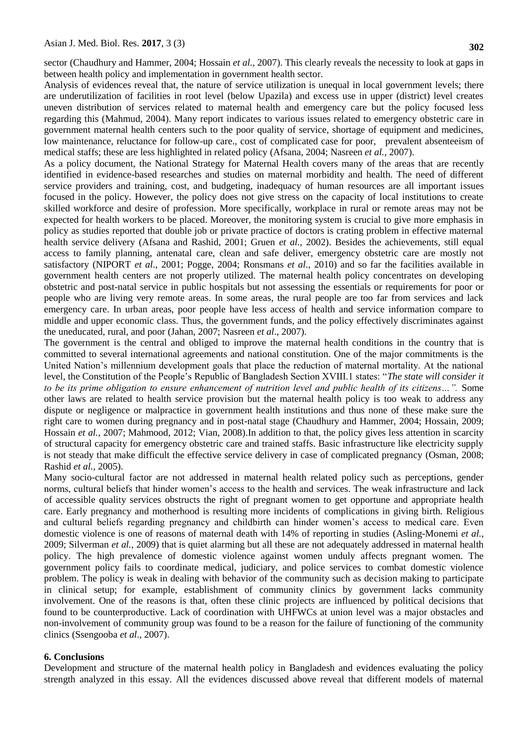sector (Chaudhury and Hammer, 2004; Hossain *et al.,* 2007). This clearly reveals the necessity to look at gaps in between health policy and implementation in government health sector.

Analysis of evidences reveal that, the nature of service utilization is unequal in local government levels; there are underutilization of facilities in root level (below Upazila) and excess use in upper (district) level creates uneven distribution of services related to maternal health and emergency care but the policy focused less regarding this (Mahmud, 2004). Many report indicates to various issues related to emergency obstetric care in government maternal health centers such to the poor quality of service, shortage of equipment and medicines, low maintenance, reluctance for follow-up care., cost of complicated case for poor, prevalent absenteeism of medical staffs; these are less highlighted in related policy (Afsana, 2004; Nasreen *et al.,* 2007).

As a policy document, the National Strategy for Maternal Health covers many of the areas that are recently identified in evidence-based researches and studies on maternal morbidity and health. The need of different service providers and training, cost, and budgeting, inadequacy of human resources are all important issues focused in the policy. However, the policy does not give stress on the capacity of local institutions to create skilled workforce and desire of profession. More specifically, workplace in rural or remote areas may not be expected for health workers to be placed. Moreover, the monitoring system is crucial to give more emphasis in policy as studies reported that double job or private practice of doctors is crating problem in effective maternal health service delivery (Afsana and Rashid, 2001; Gruen *et al.,* 2002). Besides the achievements, still equal access to family planning, antenatal care, clean and safe deliver, emergency obstetric care are mostly not satisfactory (NIPORT *et al*., 2001; Pogge, 2004; Ronsmans *et al*., 2010) and so far the facilities available in government health centers are not properly utilized. The maternal health policy concentrates on developing obstetric and post-natal service in public hospitals but not assessing the essentials or requirements for poor or people who are living very remote areas. In some areas, the rural people are too far from services and lack emergency care. In urban areas, poor people have less access of health and service information compare to middle and upper economic class. Thus, the government funds, and the policy effectively discriminates against the uneducated, rural, and poor (Jahan, 2007; Nasreen *et al*., 2007).

The government is the central and obliged to improve the maternal health conditions in the country that is committed to several international agreements and national constitution. One of the major commitments is the United Nation's millennium development goals that place the reduction of maternal mortality. At the national level, the Constitution of the People's Republic of Bangladesh Section XVIII.1 states: "*The state will consider it to be its prime obligation to ensure enhancement of nutrition level and public health of its citizens…".* Some other laws are related to health service provision but the maternal health policy is too weak to address any dispute or negligence or malpractice in government health institutions and thus none of these make sure the right care to women during pregnancy and in post-natal stage (Chaudhury and Hammer, 2004; Hossain, 2009; Hossain *et al.,* 2007; Mahmood, 2012; Vian, 2008).In addition to that, the policy gives less attention in scarcity of structural capacity for emergency obstetric care and trained staffs. Basic infrastructure like electricity supply is not steady that make difficult the effective service delivery in case of complicated pregnancy (Osman, 2008; Rashid *et al.,* 2005).

Many socio-cultural factor are not addressed in maternal health related policy such as perceptions, gender norms, cultural beliefs that hinder women's access to the health and services. The weak infrastructure and lack of accessible quality services obstructs the right of pregnant women to get opportune and appropriate health care. Early pregnancy and motherhood is resulting more incidents of complications in giving birth. Religious and cultural beliefs regarding pregnancy and childbirth can hinder women's access to medical care. Even domestic violence is one of reasons of maternal death with 14% of reporting in studies (Asling-Monemi *et al.,* 2009; Silverman *et al.,* 2009) that is quiet alarming but all these are not adequately addressed in maternal health policy. The high prevalence of domestic violence against women unduly affects pregnant women. The government policy fails to coordinate medical, judiciary, and police services to combat domestic violence problem. The policy is weak in dealing with behavior of the community such as decision making to participate in clinical setup; for example, establishment of community clinics by government lacks community involvement. One of the reasons is that, often these clinic projects are influenced by political decisions that found to be counterproductive. Lack of coordination with UHFWCs at union level was a major obstacles and non-involvement of community group was found to be a reason for the failure of functioning of the community clinics (Ssengooba *et al*., 2007).

## 6. Conclusions

Development and structure of the maternal health policy in Bangladesh and evidences evaluating the policy strength analyzed in this essay. All the evidences discussed above reveal that different models of maternal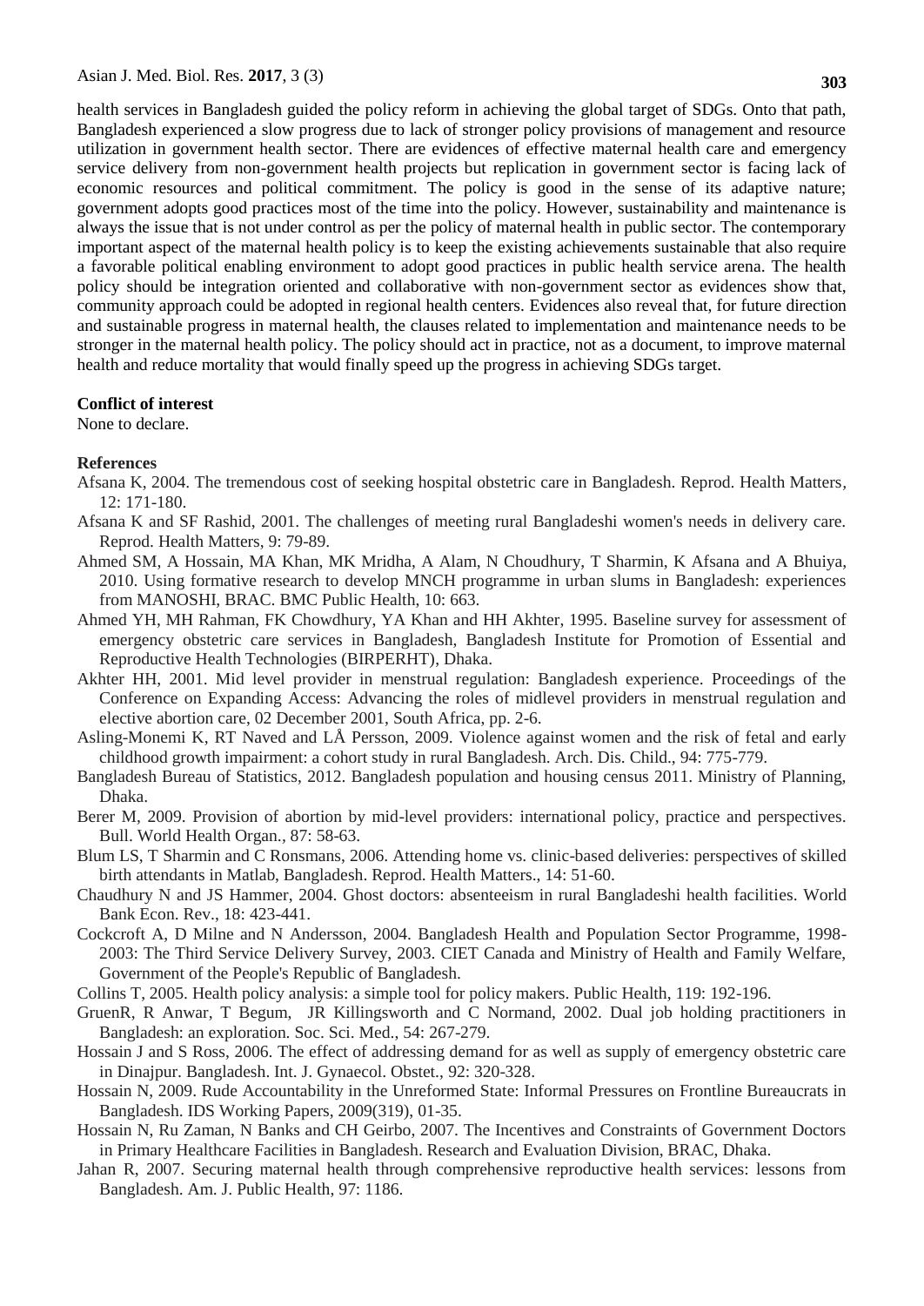health services in Bangladesh guided the policy reform in achieving the global target of SDGs. Onto that path, Bangladesh experienced a slow progress due to lack of stronger policy provisions of management and resource utilization in government health sector. There are evidences of effective maternal health care and emergency service delivery from non-government health projects but replication in government sector is facing lack of economic resources and political commitment. The policy is good in the sense of its adaptive nature; government adopts good practices most of the time into the policy. However, sustainability and maintenance is always the issue that is not under control as per the policy of maternal health in public sector. The contemporary important aspect of the maternal health policy is to keep the existing achievements sustainable that also require a favorable political enabling environment to adopt good practices in public health service arena. The health policy should be integration oriented and collaborative with non-government sector as evidences show that, community approach could be adopted in regional health centers. Evidences also reveal that, for future direction and sustainable progress in maternal health, the clauses related to implementation and maintenance needs to be stronger in the maternal health policy. The policy should act in practice, not as a document, to improve maternal health and reduce mortality that would finally speed up the progress in achieving SDGs target.

**Conflict of interest**

None to declare.

**References**

Afsana K, 2004. The tremendous cost of seeking hospital obstetric care in Bangladesh. Reprod. Health Matters, 12: 171-180.

Afsana K and SF Rashid, 2001. The challenges of meeting rural Bangladeshi women's needs in delivery care. Reprod. Health Matters, 9: 79-89.

Ahmed SM, A Hossain, MA Khan, MK Mridha, A Alam, N Choudhury, T Sharmin, K Afsana and A Bhuiya, 2010. Using formative research to develop MNCH programme in urban slums in Bangladesh: experiences from MANOSHI, BRAC. BMC Public Health, 10: 663.

Ahmed YH, MH Rahman, FK Chowdhury, YA Khan and HH Akhter, 1995. Baseline survey for assessment of emergency obstetric care services in Bangladesh, Bangladesh Institute for Promotion of Essential and Reproductive Health Technologies (BIRPERHT), Dhaka.

Akhter HH, 2001. Mid level provider in menstrual regulation: Bangladesh experience. Proceedings of the Conference on Expanding Access: Advancing the roles of midlevel providers in menstrual regulation and elective abortion care, 02 December 2001, South Africa, pp. 2-6.

Asling-Monemi K, RT Naved and LÅ Persson, 2009. Violence against women and the risk of fetal and early childhood growth impairment: a cohort study in rural Bangladesh. Arch. Dis. Child., 94: 775-779.

Bangladesh Bureau of Statistics, 2012. Bangladesh population and housing census 2011. Ministry of Planning, Dhaka.

Berer M, 2009. Provision of abortion by mid-level providers: international policy, practice and perspectives. Bull. World Health Organ., 87: 58-63.

Blum LS, T Sharmin and C Ronsmans, 2006. Attending home vs. clinic-based deliveries: perspectives of skilled birth attendants in Matlab, Bangladesh. Reprod. Health Matters., 14: 51-60.

Chaudhury N and JS Hammer, 2004. Ghost doctors: absenteeism in rural Bangladeshi health facilities. World Bank Econ. Rev., 18: 423-441.

Cockcroft A, D Milne and N Andersson, 2004. Bangladesh Health and Population Sector Programme, 1998-2003: The Third Service Delivery Survey, 2003. CIET Canada and Ministry of Health and Family Welfare, Government of the People's Republic of Bangladesh.

Collins T, 2005. Health policy analysis: a simple tool for policy makers. Public Health, 119: 192-196.

GruenR, R Anwar, T Begum, JR Killingsworth and C Normand, 2002. Dual job holding practitioners in Bangladesh: an exploration. Soc. Sci. Med., 54: 267-279.

Hossain J and S Ross, 2006. The effect of addressing demand for as well as supply of emergency obstetric care in Dinajpur. Bangladesh. Int. J. Gynaecol. Obstet., 92: 320-328.

Hossain N, 2009. Rude Accountability in the Unreformed State: Informal Pressures on Frontline Bureaucrats in Bangladesh. IDS Working Papers, 2009(319), 01-35.

Hossain N, Ru Zaman, N Banks and CH Geirbo, 2007. The Incentives and Constraints of Government Doctors in Primary Healthcare Facilities in Bangladesh. Research and Evaluation Division, BRAC, Dhaka.

Jahan R, 2007. Securing maternal health through comprehensive reproductive health services: lessons from Bangladesh. Am. J. Public Health, 97: 1186.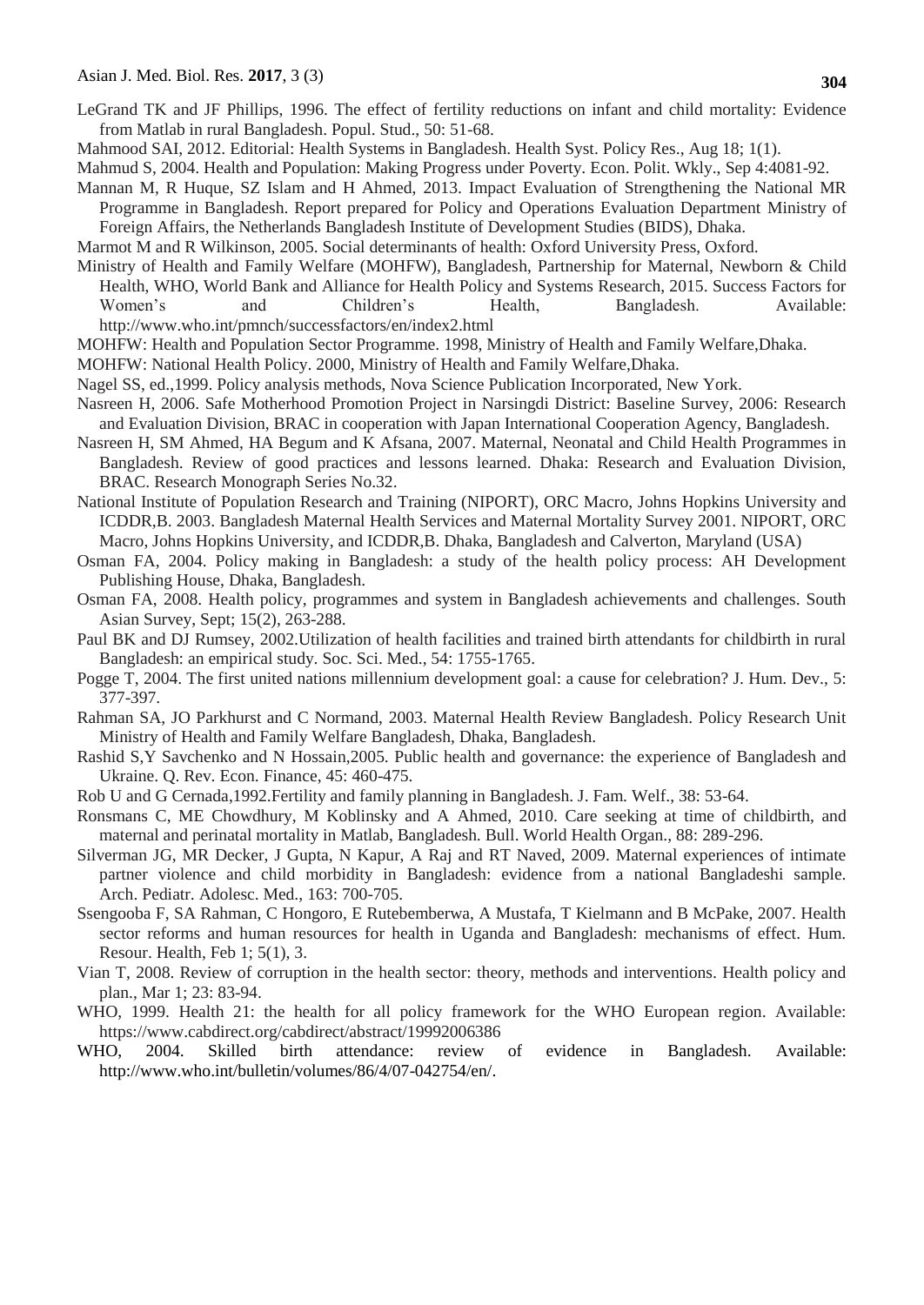LeGrand TK and JF Phillips, 1996. The effect of fertility reductions on infant and child mortality: Evidence from Matlab in rural Bangladesh. Popul. Stud., 50: 51-68.

Mahmood SAI, 2012. Editorial: Health Systems in Bangladesh. Health Syst. Policy Res., Aug 18; 1(1).

Mahmud S, 2004. Health and Population: Making Progress under Poverty. Econ. Polit. Wkly., Sep 4:4081-92.

Mannan M, R Huque, SZ Islam and H Ahmed, 2013. Impact Evaluation of Strengthening the National MR Programme in Bangladesh. Report prepared for Policy and Operations Evaluation Department Ministry of Foreign Affairs, the Netherlands Bangladesh Institute of Development Studies (BIDS), Dhaka.

Marmot M and R Wilkinson, 2005. Social determinants of health: Oxford University Press, Oxford.

Ministry of Health and Family Welfare (MOHFW), Bangladesh, Partnership for Maternal, Newborn & Child Health, WHO, World Bank and Alliance for Health Policy and Systems Research, 2015. Success Factors for Women's and Children's Health, Bangladesh. Available: http://www.who.int/pmnch/successfactors/en/index2.html

MOHFW: Health and Population Sector Programme. 1998, Ministry of Health and Family Welfare,Dhaka.

MOHFW: National Health Policy. 2000, Ministry of Health and Family Welfare,Dhaka.

Nagel SS, ed.,1999. Policy analysis methods, Nova Science Publication Incorporated, New York.

Nasreen H, 2006. Safe Motherhood Promotion Project in Narsingdi District: Baseline Survey, 2006: Research and Evaluation Division, BRAC in cooperation with Japan International Cooperation Agency, Bangladesh.

Nasreen H, SM Ahmed, HA Begum and K Afsana, 2007. Maternal, Neonatal and Child Health Programmes in Bangladesh. Review of good practices and lessons learned. Dhaka: Research and Evaluation Division, BRAC. Research Monograph Series No.32.

National Institute of Population Research and Training (NIPORT), ORC Macro, Johns Hopkins University and ICDDR,B. 2003. Bangladesh Maternal Health Services and Maternal Mortality Survey 2001. NIPORT, ORC Macro, Johns Hopkins University, and ICDDR,B. Dhaka, Bangladesh and Calverton, Maryland (USA)

Osman FA, 2004. Policy making in Bangladesh: a study of the health policy process: AH Development Publishing House, Dhaka, Bangladesh.

Osman FA, 2008. Health policy, programmes and system in Bangladesh achievements and challenges. South Asian Survey, Sept; 15(2), 263-288.

Paul BK and DJ Rumsey, 2002.Utilization of health facilities and trained birth attendants for childbirth in rural Bangladesh: an empirical study. Soc. Sci. Med., 54: 1755-1765.

Pogge T, 2004. The first united nations millennium development goal: a cause for celebration? J. Hum. Dev., 5: 377-397.

Rahman SA, JO Parkhurst and C Normand, 2003. Maternal Health Review Bangladesh. Policy Research Unit Ministry of Health and Family Welfare Bangladesh, Dhaka, Bangladesh.

Rashid S,Y Savchenko and N Hossain,2005. Public health and governance: the experience of Bangladesh and Ukraine. Q. Rev. Econ. Finance, 45: 460-475.

Rob U and G Cernada,1992.Fertility and family planning in Bangladesh. J. Fam. Welf., 38: 53-64.

Ronsmans C, ME Chowdhury, M Koblinsky and A Ahmed, 2010. Care seeking at time of childbirth, and maternal and perinatal mortality in Matlab, Bangladesh. Bull. World Health Organ., 88: 289-296.

Silverman JG, MR Decker, J Gupta, N Kapur, A Raj and RT Naved, 2009. Maternal experiences of intimate partner violence and child morbidity in Bangladesh: evidence from a national Bangladeshi sample. Arch. Pediatr. Adolesc. Med., 163: 700-705.

Ssengooba F, SA Rahman, C Hongoro, E Rutebemberwa, A Mustafa, T Kielmann and B McPake, 2007. Health sector reforms and human resources for health in Uganda and Bangladesh: mechanisms of effect. Hum. Resour. Health, Feb 1; 5(1), 3.

Vian T, 2008. Review of corruption in the health sector: theory, methods and interventions. Health policy and plan., Mar 1; 23: 83-94.

WHO, 1999. Health 21: the health for all policy framework for the WHO European region. Available: https://www.cabdirect.org/cabdirect/abstract/19992006386

WHO, 2004. Skilled birth attendance: review of evidence in Bangladesh. Available: http://www.who.int/bulletin/volumes/86/4/07-042754/en/.